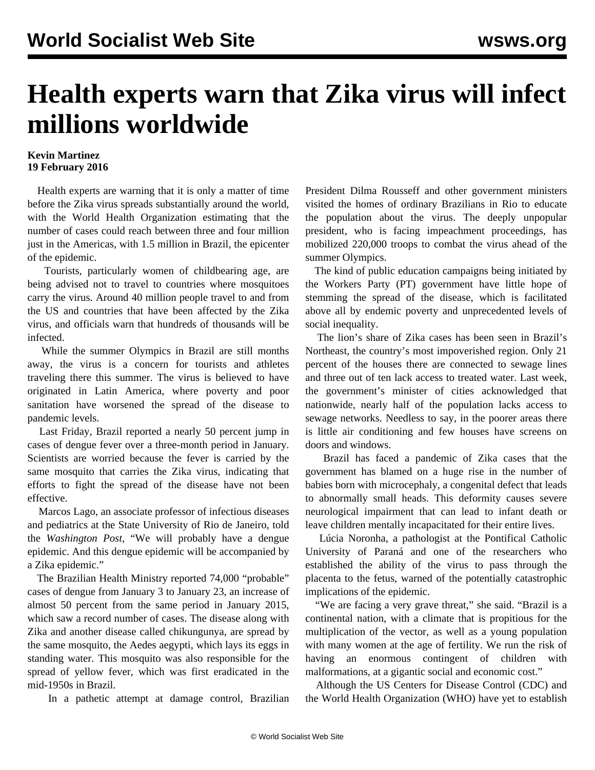# Health experts warn that Zika virus will infect millions worldwide

**Kevin Martinez**
**19 February 2016**

Health experts are warning that it is only a matter of time before the Zika virus spreads substantially around the world, with the World Health Organization estimating that the number of cases could reach between three and four million just in the Americas, with 1.5 million in Brazil, the epicenter of the epidemic.

Tourists, particularly women of childbearing age, are being advised not to travel to countries where mosquitoes carry the virus. Around 40 million people travel to and from the US and countries that have been affected by the Zika virus, and officials warn that hundreds of thousands will be infected.

While the summer Olympics in Brazil are still months away, the virus is a concern for tourists and athletes traveling there this summer. The virus is believed to have originated in Latin America, where poverty and poor sanitation have worsened the spread of the disease to pandemic levels.

Last Friday, Brazil reported a nearly 50 percent jump in cases of dengue fever over a three-month period in January. Scientists are worried because the fever is carried by the same mosquito that carries the Zika virus, indicating that efforts to fight the spread of the disease have not been effective.

Marcos Lago, an associate professor of infectious diseases and pediatrics at the State University of Rio de Janeiro, told the *Washington Post*, “We will probably have a dengue epidemic. And this dengue epidemic will be accompanied by a Zika epidemic.”

The Brazilian Health Ministry reported 74,000 “probable” cases of dengue from January 3 to January 23, an increase of almost 50 percent from the same period in January 2015, which saw a record number of cases. The disease along with Zika and another disease called chikungunya, are spread by the same mosquito, the Aedes aegypti, which lays its eggs in standing water. This mosquito was also responsible for the spread of yellow fever, which was first eradicated in the mid-1950s in Brazil.

In a pathetic attempt at damage control, Brazilian President Dilma Rousseff and other government ministers visited the homes of ordinary Brazilians in Rio to educate the population about the virus. The deeply unpopular president, who is facing impeachment proceedings, has mobilized 220,000 troops to combat the virus ahead of the summer Olympics.

The kind of public education campaigns being initiated by the Workers Party (PT) government have little hope of stemming the spread of the disease, which is facilitated above all by endemic poverty and unprecedented levels of social inequality.

The lion’s share of Zika cases has been seen in Brazil’s Northeast, the country’s most impoverished region. Only 21 percent of the houses there are connected to sewage lines and three out of ten lack access to treated water. Last week, the government’s minister of cities acknowledged that nationwide, nearly half of the population lacks access to sewage networks. Needless to say, in the poorer areas there is little air conditioning and few houses have screens on doors and windows.

Brazil has faced a pandemic of Zika cases that the government has blamed on a huge rise in the number of babies born with microcephaly, a congenital defect that leads to abnormally small heads. This deformity causes severe neurological impairment that can lead to infant death or leave children mentally incapacitated for their entire lives.

Lúcia Noronha, a pathologist at the Pontifical Catholic University of Paraná and one of the researchers who established the ability of the virus to pass through the placenta to the fetus, warned of the potentially catastrophic implications of the epidemic.

“We are facing a very grave threat,” she said. “Brazil is a continental nation, with a climate that is propitious for the multiplication of the vector, as well as a young population with many women at the age of fertility. We run the risk of having an enormous contingent of children with malformations, at a gigantic social and economic cost.”

Although the US Centers for Disease Control (CDC) and the World Health Organization (WHO) have yet to establish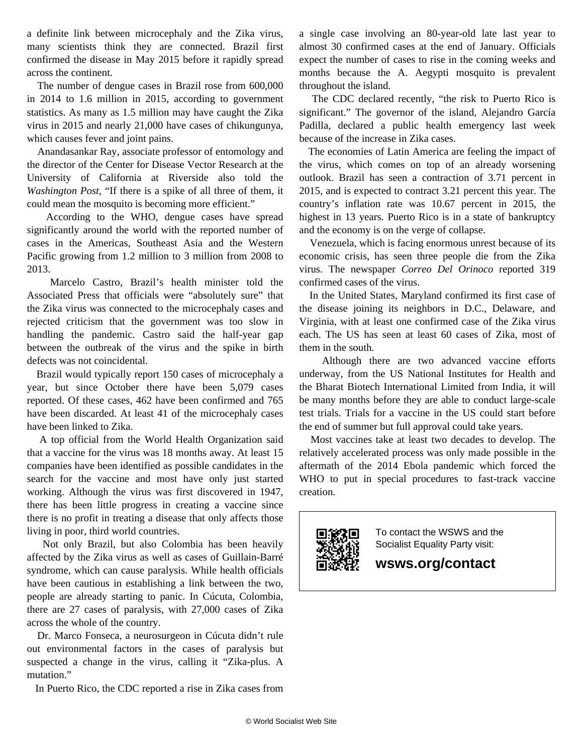a definite link between microcephaly and the Zika virus, many scientists think they are connected. Brazil first confirmed the disease in May 2015 before it rapidly spread across the continent.

The number of dengue cases in Brazil rose from 600,000 in 2014 to 1.6 million in 2015, according to government statistics. As many as 1.5 million may have caught the Zika virus in 2015 and nearly 21,000 have cases of chikungunya, which causes fever and joint pains.

Anandasankar Ray, associate professor of entomology and the director of the Center for Disease Vector Research at the University of California at Riverside also told the *Washington Post*, "If there is a spike of all three of them, it could mean the mosquito is becoming more efficient."

According to the WHO, dengue cases have spread significantly around the world with the reported number of cases in the Americas, Southeast Asia and the Western Pacific growing from 1.2 million to 3 million from 2008 to 2013.

Marcelo Castro, Brazil's health minister told the Associated Press that officials were "absolutely sure" that the Zika virus was connected to the microcephaly cases and rejected criticism that the government was too slow in handling the pandemic. Castro said the half-year gap between the outbreak of the virus and the spike in birth defects was not coincidental.

Brazil would typically report 150 cases of microcephaly a year, but since October there have been 5,079 cases reported. Of these cases, 462 have been confirmed and 765 have been discarded. At least 41 of the microcephaly cases have been linked to Zika.

A top official from the World Health Organization said that a vaccine for the virus was 18 months away. At least 15 companies have been identified as possible candidates in the search for the vaccine and most have only just started working. Although the virus was first discovered in 1947, there has been little progress in creating a vaccine since there is no profit in treating a disease that only affects those living in poor, third world countries.

Not only Brazil, but also Colombia has been heavily affected by the Zika virus as well as cases of Guillain-Barré syndrome, which can cause paralysis. While health officials have been cautious in establishing a link between the two, people are already starting to panic. In Cúcuta, Colombia, there are 27 cases of paralysis, with 27,000 cases of Zika across the whole of the country.

Dr. Marco Fonseca, a neurosurgeon in Cúcuta didn't rule out environmental factors in the cases of paralysis but suspected a change in the virus, calling it "Zika-plus. A mutation."

In Puerto Rico, the CDC reported a rise in Zika cases from a single case involving an 80-year-old late last year to almost 30 confirmed cases at the end of January. Officials expect the number of cases to rise in the coming weeks and months because the A. Aegypti mosquito is prevalent throughout the island.

The CDC declared recently, "the risk to Puerto Rico is significant." The governor of the island, Alejandro García Padilla, declared a public health emergency last week because of the increase in Zika cases.

The economies of Latin America are feeling the impact of the virus, which comes on top of an already worsening outlook. Brazil has seen a contraction of 3.71 percent in 2015, and is expected to contract 3.21 percent this year. The country's inflation rate was 10.67 percent in 2015, the highest in 13 years. Puerto Rico is in a state of bankruptcy and the economy is on the verge of collapse.

Venezuela, which is facing enormous unrest because of its economic crisis, has seen three people die from the Zika virus. The newspaper *Correo Del Orinoco* reported 319 confirmed cases of the virus.

In the United States, Maryland confirmed its first case of the disease joining its neighbors in D.C., Delaware, and Virginia, with at least one confirmed case of the Zika virus each. The US has seen at least 60 cases of Zika, most of them in the south.

Although there are two advanced vaccine efforts underway, from the US National Institutes for Health and the Bharat Biotech International Limited from India, it will be many months before they are able to conduct large-scale test trials. Trials for a vaccine in the US could start before the end of summer but full approval could take years.

Most vaccines take at least two decades to develop. The relatively accelerated process was only made possible in the aftermath of the 2014 Ebola pandemic which forced the WHO to put in special procedures to fast-track vaccine creation.

To contact the WSWS and the Socialist Equality Party visit:

**wsws.org/contact**